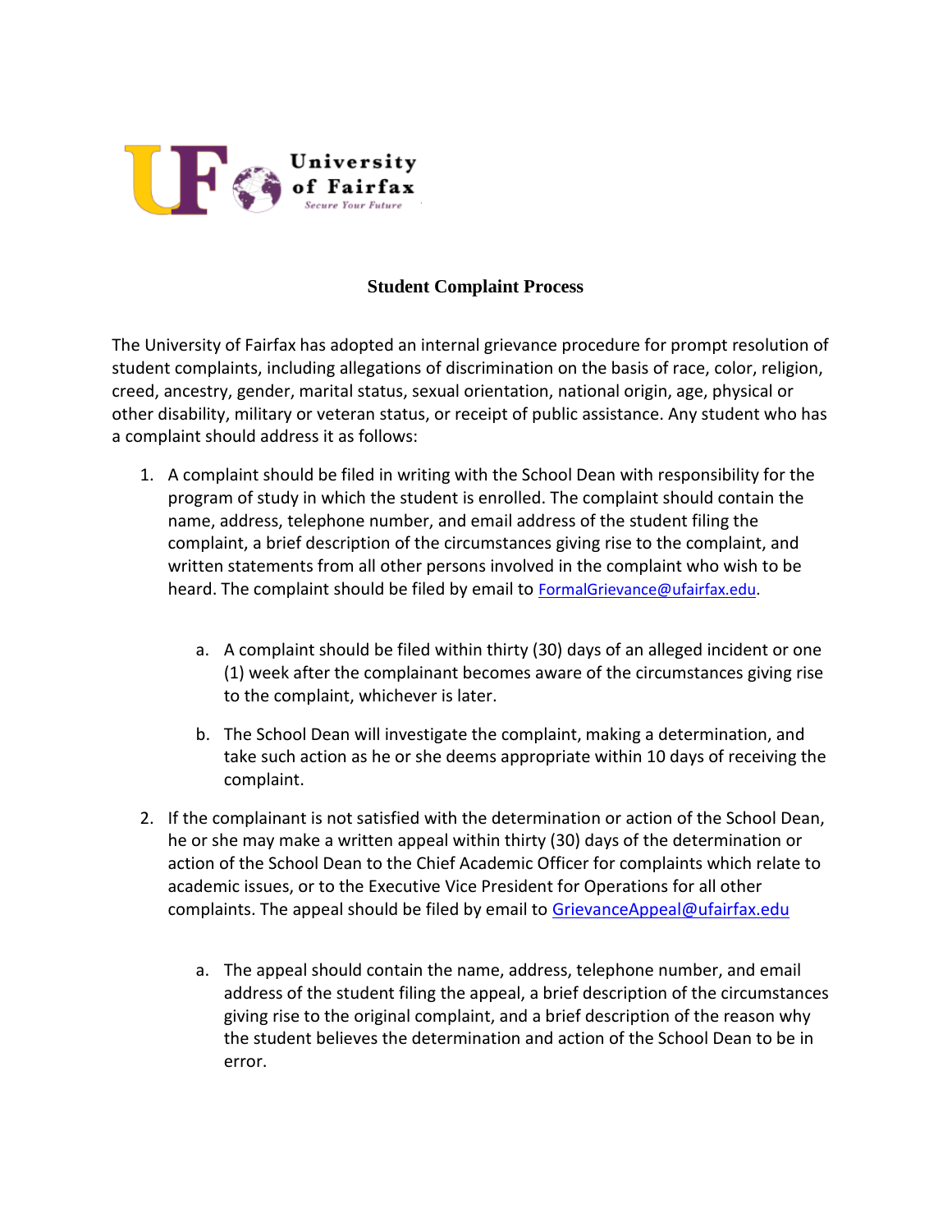University of Fairfax
*Secure Your Future*

# Student Complaint Process

The University of Fairfax has adopted an internal grievance procedure for prompt resolution of student complaints, including allegations of discrimination on the basis of race, color, religion, creed, ancestry, gender, marital status, sexual orientation, national origin, age, physical or other disability, military or veteran status, or receipt of public assistance. Any student who has a complaint should address it as follows:

1. A complaint should be filed in writing with the School Dean with responsibility for the program of study in which the student is enrolled. The complaint should contain the name, address, telephone number, and email address of the student filing the complaint, a brief description of the circumstances giving rise to the complaint, and written statements from all other persons involved in the complaint who wish to be heard. The complaint should be filed by email to FormalGrievance@ufairfax.edu.

    a. A complaint should be filed within thirty (30) days of an alleged incident or one (1) week after the complainant becomes aware of the circumstances giving rise to the complaint, whichever is later.

    b. The School Dean will investigate the complaint, making a determination, and take such action as he or she deems appropriate within 10 days of receiving the complaint.

2. If the complainant is not satisfied with the determination or action of the School Dean, he or she may make a written appeal within thirty (30) days of the determination or action of the School Dean to the Chief Academic Officer for complaints which relate to academic issues, or to the Executive Vice President for Operations for all other complaints. The appeal should be filed by email to GrievanceAppeal@ufairfax.edu

    a. The appeal should contain the name, address, telephone number, and email address of the student filing the appeal, a brief description of the circumstances giving rise to the original complaint, and a brief description of the reason why the student believes the determination and action of the School Dean to be in error.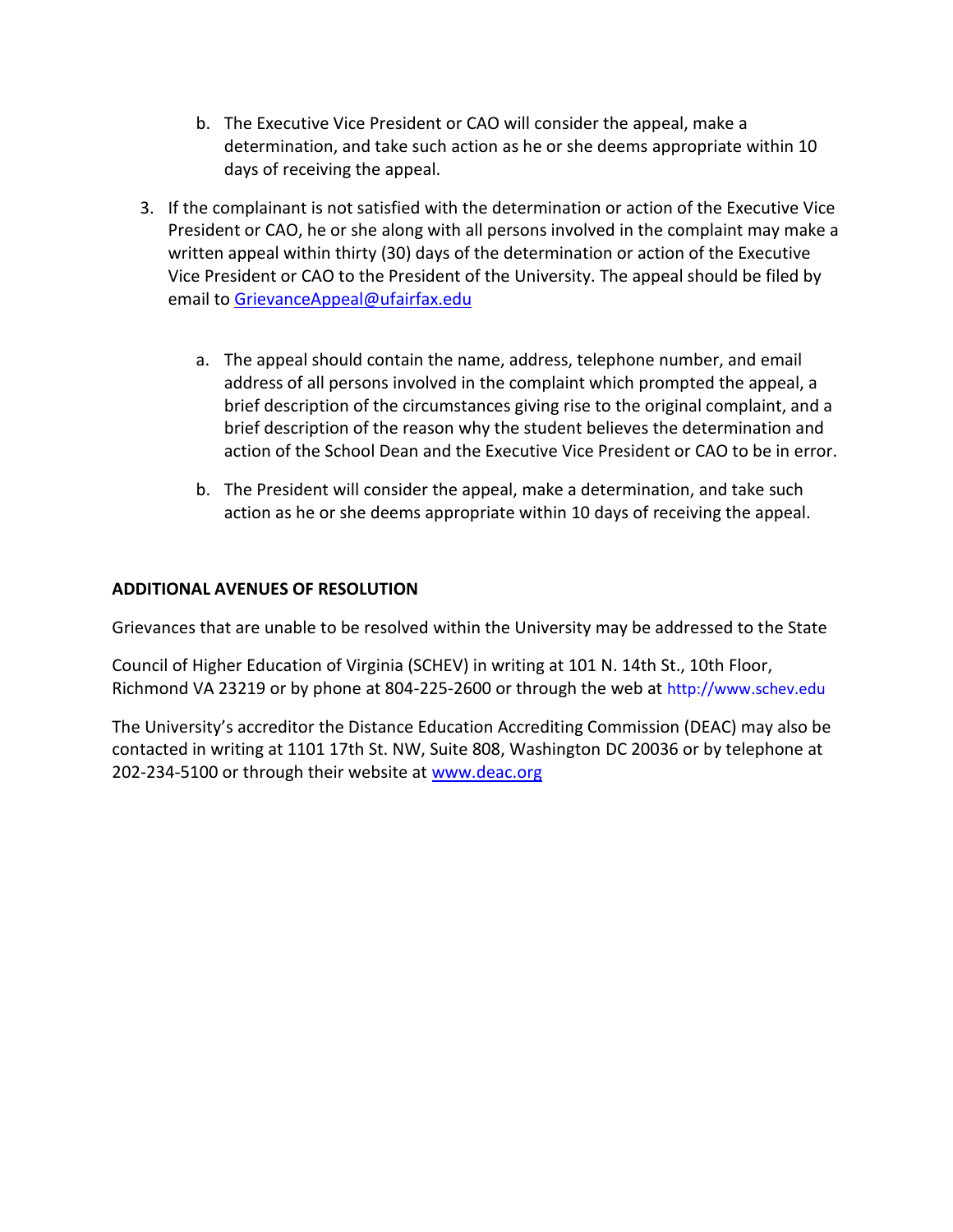b. The Executive Vice President or CAO will consider the appeal, make a determination, and take such action as he or she deems appropriate within 10 days of receiving the appeal.

3. If the complainant is not satisfied with the determination or action of the Executive Vice President or CAO, he or she along with all persons involved in the complaint may make a written appeal within thirty (30) days of the determination or action of the Executive Vice President or CAO to the President of the University. The appeal should be filed by email to GrievanceAppeal@ufairfax.edu

   a. The appeal should contain the name, address, telephone number, and email address of all persons involved in the complaint which prompted the appeal, a brief description of the circumstances giving rise to the original complaint, and a brief description of the reason why the student believes the determination and action of the School Dean and the Executive Vice President or CAO to be in error.

   b. The President will consider the appeal, make a determination, and take such action as he or she deems appropriate within 10 days of receiving the appeal.

**ADDITIONAL AVENUES OF RESOLUTION**

Grievances that are unable to be resolved within the University may be addressed to the State Council of Higher Education of Virginia (SCHEV) in writing at 101 N. 14th St., 10th Floor, Richmond VA 23219 or by phone at 804-225-2600 or through the web at http://www.schev.edu

The University's accreditor the Distance Education Accrediting Commission (DEAC) may also be contacted in writing at 1101 17th St. NW, Suite 808, Washington DC 20036 or by telephone at 202-234-5100 or through their website at www.deac.org